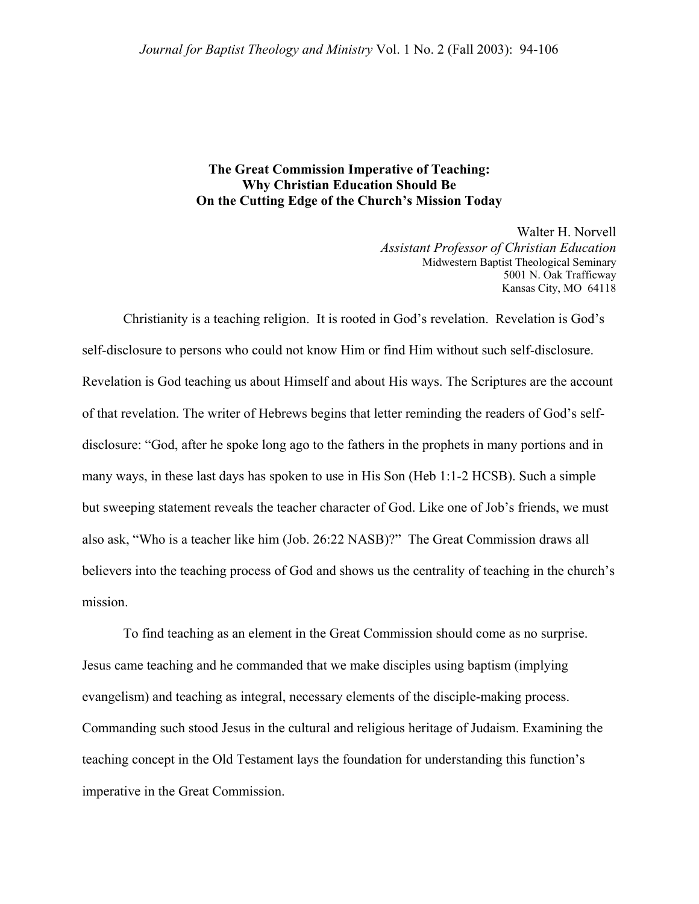# The Great Commission Imperative of Teaching: Why Christian Education Should Be On the Cutting Edge of the Church's Mission Today

Walter H. Norvell
*Assistant Professor of Christian Education*
Midwestern Baptist Theological Seminary
5001 N. Oak Trafficway
Kansas City, MO 64118

Christianity is a teaching religion. It is rooted in God's revelation. Revelation is God's self-disclosure to persons who could not know Him or find Him without such self-disclosure. Revelation is God teaching us about Himself and about His ways. The Scriptures are the account of that revelation. The writer of Hebrews begins that letter reminding the readers of God's self-disclosure: "God, after he spoke long ago to the fathers in the prophets in many portions and in many ways, in these last days has spoken to use in His Son (Heb 1:1-2 HCSB). Such a simple but sweeping statement reveals the teacher character of God. Like one of Job's friends, we must also ask, "Who is a teacher like him (Job. 26:22 NASB)?" The Great Commission draws all believers into the teaching process of God and shows us the centrality of teaching in the church's mission.

To find teaching as an element in the Great Commission should come as no surprise. Jesus came teaching and he commanded that we make disciples using baptism (implying evangelism) and teaching as integral, necessary elements of the disciple-making process. Commanding such stood Jesus in the cultural and religious heritage of Judaism. Examining the teaching concept in the Old Testament lays the foundation for understanding this function's imperative in the Great Commission.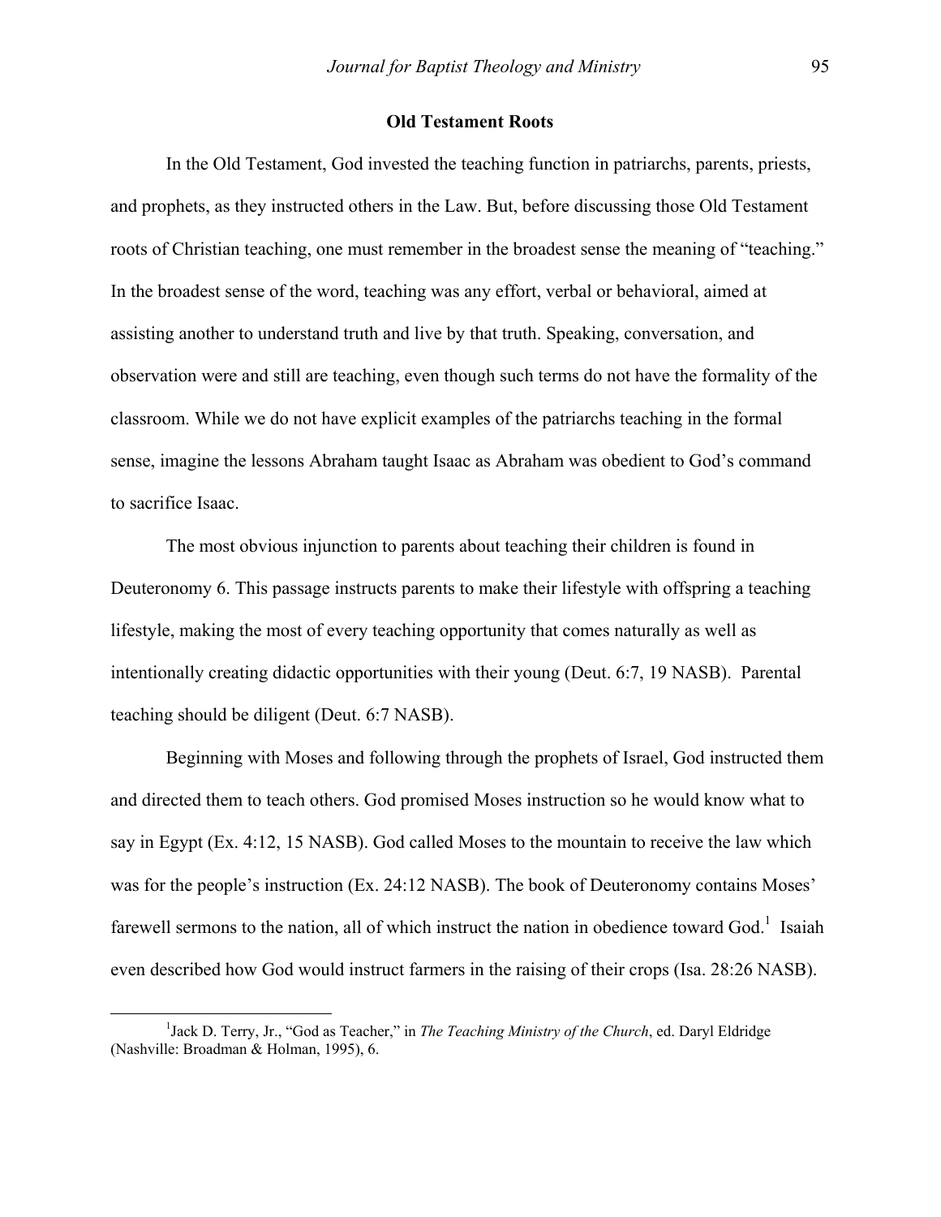## Old Testament Roots

In the Old Testament, God invested the teaching function in patriarchs, parents, priests, and prophets, as they instructed others in the Law. But, before discussing those Old Testament roots of Christian teaching, one must remember in the broadest sense the meaning of "teaching." In the broadest sense of the word, teaching was any effort, verbal or behavioral, aimed at assisting another to understand truth and live by that truth. Speaking, conversation, and observation were and still are teaching, even though such terms do not have the formality of the classroom. While we do not have explicit examples of the patriarchs teaching in the formal sense, imagine the lessons Abraham taught Isaac as Abraham was obedient to God's command to sacrifice Isaac.

The most obvious injunction to parents about teaching their children is found in Deuteronomy 6. This passage instructs parents to make their lifestyle with offspring a teaching lifestyle, making the most of every teaching opportunity that comes naturally as well as intentionally creating didactic opportunities with their young (Deut. 6:7, 19 NASB). Parental teaching should be diligent (Deut. 6:7 NASB).

Beginning with Moses and following through the prophets of Israel, God instructed them and directed them to teach others. God promised Moses instruction so he would know what to say in Egypt (Ex. 4:12, 15 NASB). God called Moses to the mountain to receive the law which was for the people's instruction (Ex. 24:12 NASB). The book of Deuteronomy contains Moses' farewell sermons to the nation, all of which instruct the nation in obedience toward God.[1] Isaiah even described how God would instruct farmers in the raising of their crops (Isa. 28:26 NASB).

[1]Jack D. Terry, Jr., "God as Teacher," in *The Teaching Ministry of the Church*, ed. Daryl Eldridge (Nashville: Broadman & Holman, 1995), 6.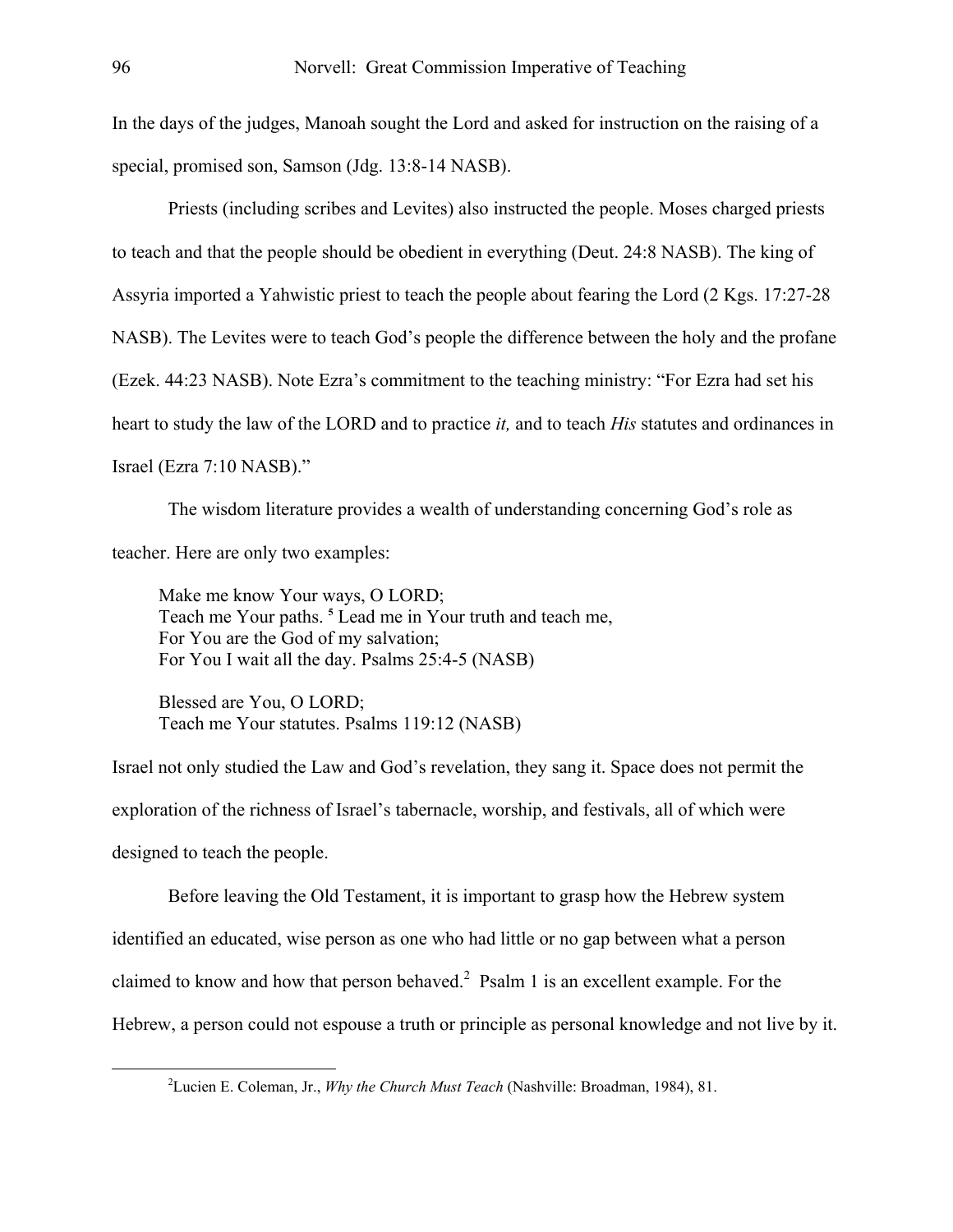In the days of the judges, Manoah sought the Lord and asked for instruction on the raising of a special, promised son, Samson (Jdg. 13:8-14 NASB).

Priests (including scribes and Levites) also instructed the people. Moses charged priests to teach and that the people should be obedient in everything (Deut. 24:8 NASB). The king of Assyria imported a Yahwistic priest to teach the people about fearing the Lord (2 Kgs. 17:27-28 NASB). The Levites were to teach God's people the difference between the holy and the profane (Ezek. 44:23 NASB). Note Ezra's commitment to the teaching ministry: "For Ezra had set his heart to study the law of the LORD and to practice *it,* and to teach *His* statutes and ordinances in Israel (Ezra 7:10 NASB)."

The wisdom literature provides a wealth of understanding concerning God's role as teacher. Here are only two examples:

> Make me know Your ways, O LORD;
> Teach me Your paths. **5** Lead me in Your truth and teach me,
> For You are the God of my salvation;
> For You I wait all the day. Psalms 25:4-5 (NASB)
>
> Blessed are You, O LORD;
> Teach me Your statutes. Psalms 119:12 (NASB)

Israel not only studied the Law and God's revelation, they sang it. Space does not permit the exploration of the richness of Israel's tabernacle, worship, and festivals, all of which were designed to teach the people.

Before leaving the Old Testament, it is important to grasp how the Hebrew system identified an educated, wise person as one who had little or no gap between what a person claimed to know and how that person behaved.[2] Psalm 1 is an excellent example. For the Hebrew, a person could not espouse a truth or principle as personal knowledge and not live by it.

---

[2]Lucien E. Coleman, Jr., *Why the Church Must Teach* (Nashville: Broadman, 1984), 81.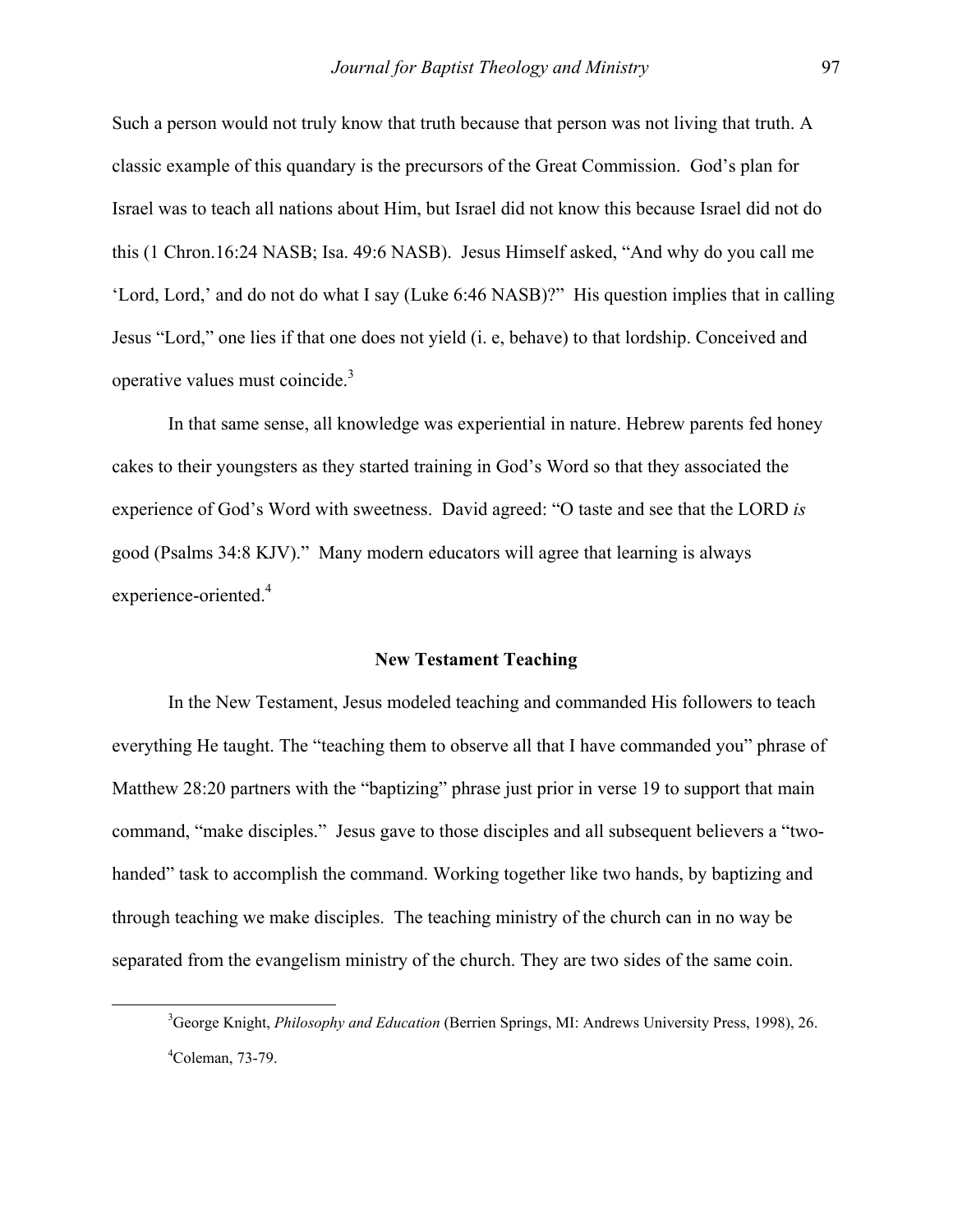Such a person would not truly know that truth because that person was not living that truth. A classic example of this quandary is the precursors of the Great Commission. God's plan for Israel was to teach all nations about Him, but Israel did not know this because Israel did not do this (1 Chron.16:24 NASB; Isa. 49:6 NASB). Jesus Himself asked, "And why do you call me 'Lord, Lord,' and do not do what I say (Luke 6:46 NASB)?" His question implies that in calling Jesus "Lord," one lies if that one does not yield (i. e, behave) to that lordship. Conceived and operative values must coincide.[3]

In that same sense, all knowledge was experiential in nature. Hebrew parents fed honey cakes to their youngsters as they started training in God's Word so that they associated the experience of God's Word with sweetness. David agreed: "O taste and see that the LORD *is* good (Psalms 34:8 KJV)." Many modern educators will agree that learning is always experience-oriented.[4]

## New Testament Teaching

In the New Testament, Jesus modeled teaching and commanded His followers to teach everything He taught. The "teaching them to observe all that I have commanded you" phrase of Matthew 28:20 partners with the "baptizing" phrase just prior in verse 19 to support that main command, "make disciples." Jesus gave to those disciples and all subsequent believers a "two-handed" task to accomplish the command. Working together like two hands, by baptizing and through teaching we make disciples. The teaching ministry of the church can in no way be separated from the evangelism ministry of the church. They are two sides of the same coin.

---

[3]George Knight, *Philosophy and Education* (Berrien Springs, MI: Andrews University Press, 1998), 26.

[4]Coleman, 73-79.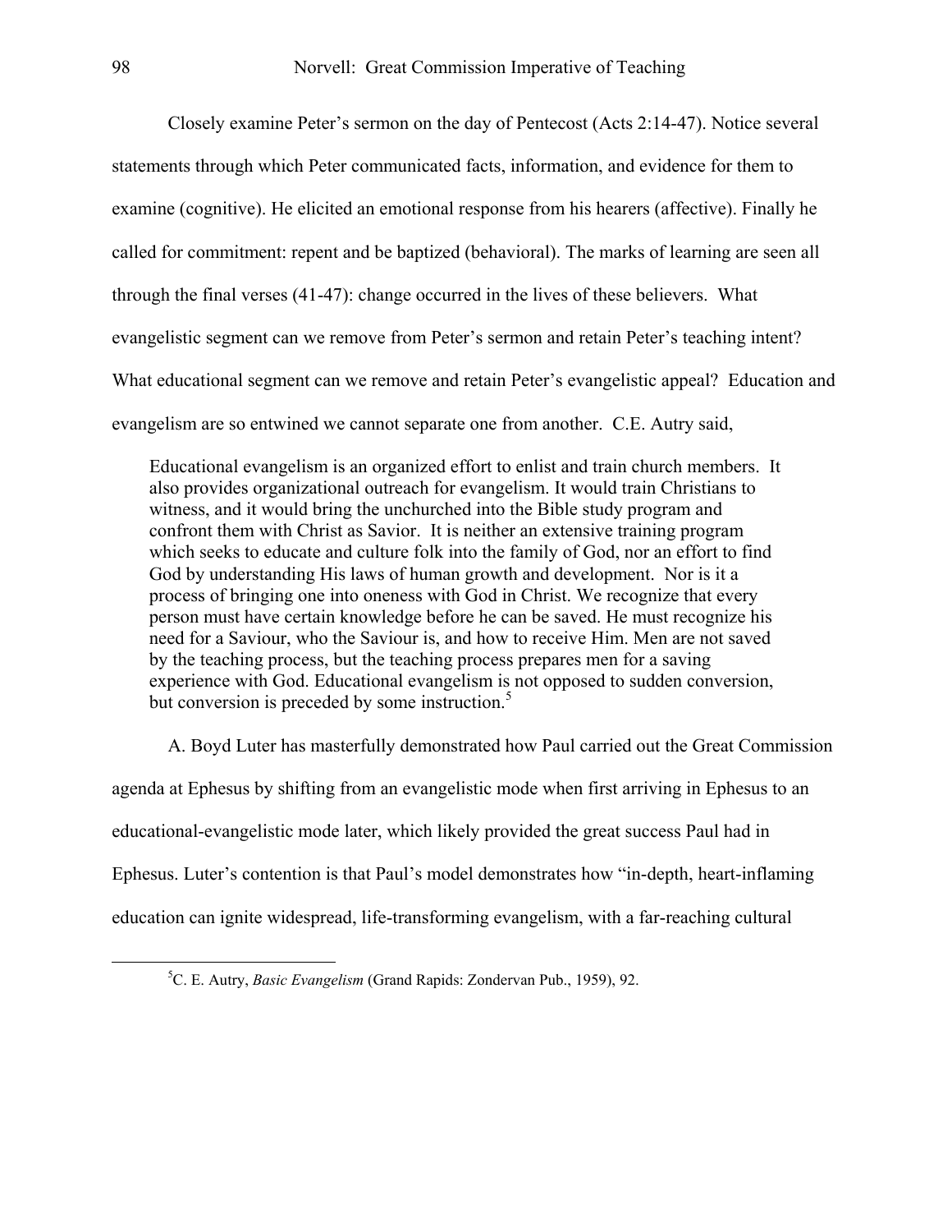Closely examine Peter's sermon on the day of Pentecost (Acts 2:14-47). Notice several statements through which Peter communicated facts, information, and evidence for them to examine (cognitive). He elicited an emotional response from his hearers (affective). Finally he called for commitment: repent and be baptized (behavioral). The marks of learning are seen all through the final verses (41-47): change occurred in the lives of these believers. What evangelistic segment can we remove from Peter's sermon and retain Peter's teaching intent? What educational segment can we remove and retain Peter's evangelistic appeal? Education and evangelism are so entwined we cannot separate one from another. C.E. Autry said,

> Educational evangelism is an organized effort to enlist and train church members. It also provides organizational outreach for evangelism. It would train Christians to witness, and it would bring the unchurched into the Bible study program and confront them with Christ as Savior. It is neither an extensive training program which seeks to educate and culture folk into the family of God, nor an effort to find God by understanding His laws of human growth and development. Nor is it a process of bringing one into oneness with God in Christ. We recognize that every person must have certain knowledge before he can be saved. He must recognize his need for a Saviour, who the Saviour is, and how to receive Him. Men are not saved by the teaching process, but the teaching process prepares men for a saving experience with God. Educational evangelism is not opposed to sudden conversion, but conversion is preceded by some instruction.[5]

A. Boyd Luter has masterfully demonstrated how Paul carried out the Great Commission agenda at Ephesus by shifting from an evangelistic mode when first arriving in Ephesus to an educational-evangelistic mode later, which likely provided the great success Paul had in Ephesus. Luter's contention is that Paul's model demonstrates how "in-depth, heart-inflaming education can ignite widespread, life-transforming evangelism, with a far-reaching cultural

---

[5] C. E. Autry, *Basic Evangelism* (Grand Rapids: Zondervan Pub., 1959), 92.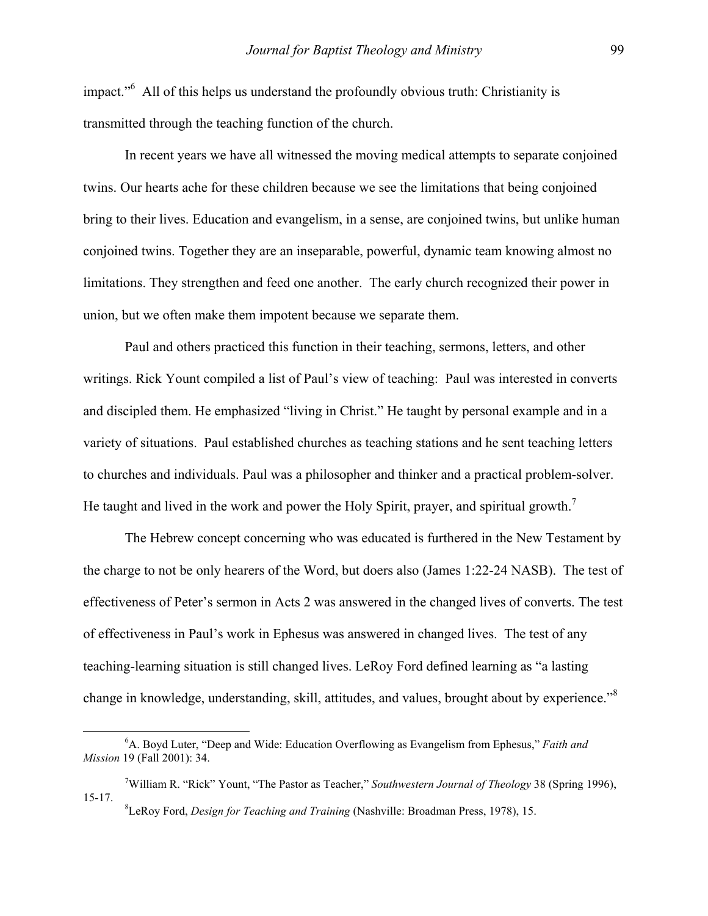impact."[6] All of this helps us understand the profoundly obvious truth: Christianity is transmitted through the teaching function of the church.

In recent years we have all witnessed the moving medical attempts to separate conjoined twins. Our hearts ache for these children because we see the limitations that being conjoined bring to their lives. Education and evangelism, in a sense, are conjoined twins, but unlike human conjoined twins. Together they are an inseparable, powerful, dynamic team knowing almost no limitations. They strengthen and feed one another. The early church recognized their power in union, but we often make them impotent because we separate them.

Paul and others practiced this function in their teaching, sermons, letters, and other writings. Rick Yount compiled a list of Paul's view of teaching: Paul was interested in converts and discipled them. He emphasized "living in Christ." He taught by personal example and in a variety of situations. Paul established churches as teaching stations and he sent teaching letters to churches and individuals. Paul was a philosopher and thinker and a practical problem-solver. He taught and lived in the work and power the Holy Spirit, prayer, and spiritual growth.[7]

The Hebrew concept concerning who was educated is furthered in the New Testament by the charge to not be only hearers of the Word, but doers also (James 1:22-24 NASB). The test of effectiveness of Peter's sermon in Acts 2 was answered in the changed lives of converts. The test of effectiveness in Paul's work in Ephesus was answered in changed lives. The test of any teaching-learning situation is still changed lives. LeRoy Ford defined learning as "a lasting change in knowledge, understanding, skill, attitudes, and values, brought about by experience."[8]

---

[6] A. Boyd Luter, "Deep and Wide: Education Overflowing as Evangelism from Ephesus," *Faith and Mission* 19 (Fall 2001): 34.

[7] William R. "Rick" Yount, "The Pastor as Teacher," *Southwestern Journal of Theology* 38 (Spring 1996), 15-17.

[8] LeRoy Ford, *Design for Teaching and Training* (Nashville: Broadman Press, 1978), 15.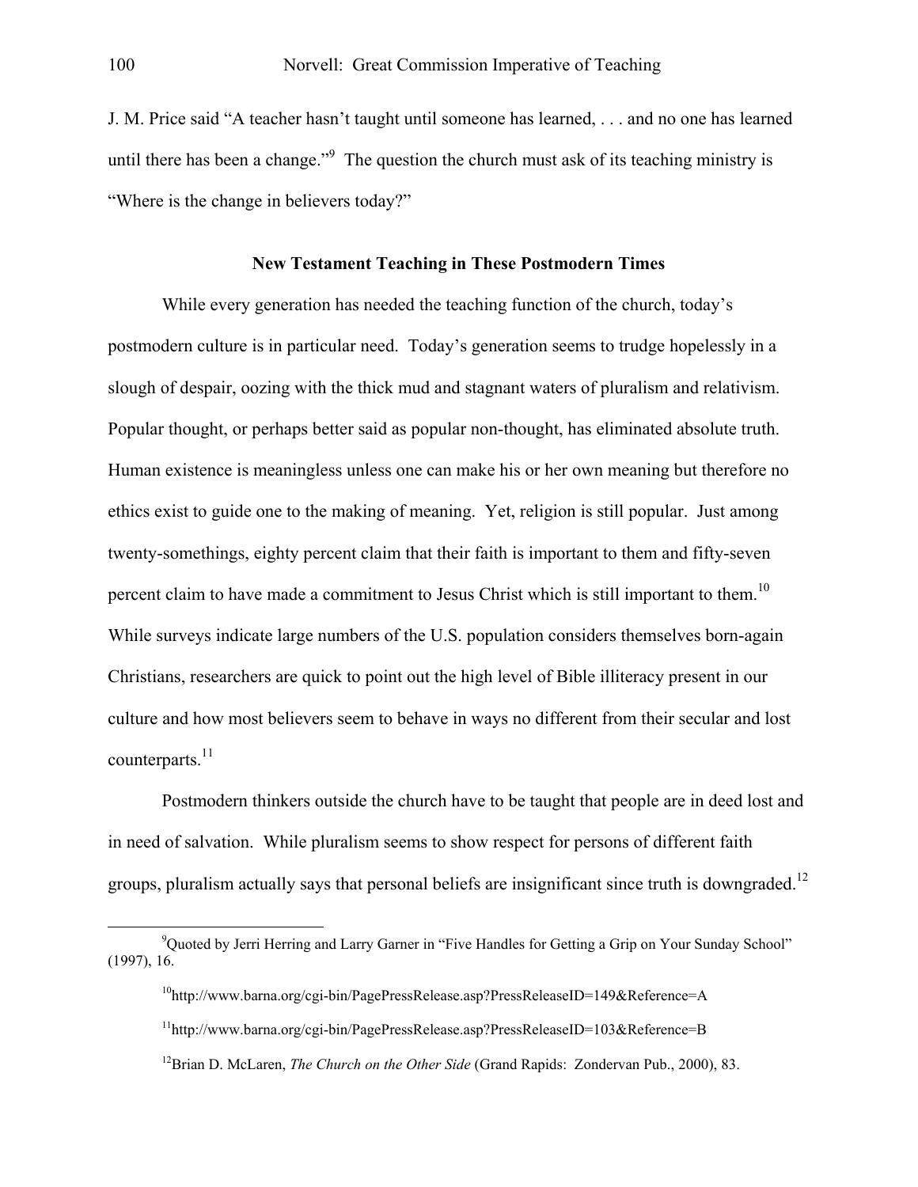J. M. Price said "A teacher hasn't taught until someone has learned, . . . and no one has learned until there has been a change."[9] The question the church must ask of its teaching ministry is "Where is the change in believers today?"

### New Testament Teaching in These Postmodern Times

While every generation has needed the teaching function of the church, today's postmodern culture is in particular need. Today's generation seems to trudge hopelessly in a slough of despair, oozing with the thick mud and stagnant waters of pluralism and relativism. Popular thought, or perhaps better said as popular non-thought, has eliminated absolute truth. Human existence is meaningless unless one can make his or her own meaning but therefore no ethics exist to guide one to the making of meaning. Yet, religion is still popular. Just among twenty-somethings, eighty percent claim that their faith is important to them and fifty-seven percent claim to have made a commitment to Jesus Christ which is still important to them.[10] While surveys indicate large numbers of the U.S. population considers themselves born-again Christians, researchers are quick to point out the high level of Bible illiteracy present in our culture and how most believers seem to behave in ways no different from their secular and lost counterparts.[11]

Postmodern thinkers outside the church have to be taught that people are in deed lost and in need of salvation. While pluralism seems to show respect for persons of different faith groups, pluralism actually says that personal beliefs are insignificant since truth is downgraded.[12]

---

[9]Quoted by Jerri Herring and Larry Garner in "Five Handles for Getting a Grip on Your Sunday School" (1997), 16.

[10]http://www.barna.org/cgi-bin/PagePressRelease.asp?PressReleaseID=149&Reference=A

[11]http://www.barna.org/cgi-bin/PagePressRelease.asp?PressReleaseID=103&Reference=B

[12]Brian D. McLaren, *The Church on the Other Side* (Grand Rapids: Zondervan Pub., 2000), 83.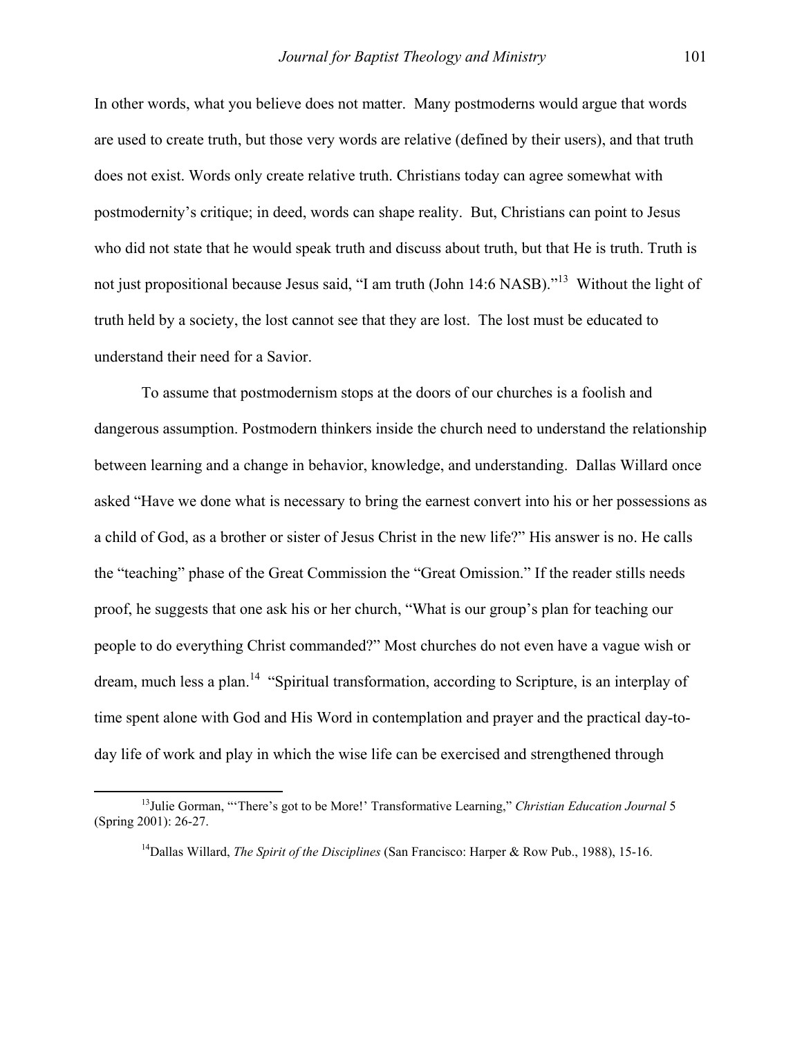In other words, what you believe does not matter. Many postmoderns would argue that words are used to create truth, but those very words are relative (defined by their users), and that truth does not exist. Words only create relative truth. Christians today can agree somewhat with postmodernity's critique; in deed, words can shape reality. But, Christians can point to Jesus who did not state that he would speak truth and discuss about truth, but that He is truth. Truth is not just propositional because Jesus said, "I am truth (John 14:6 NASB)."[13] Without the light of truth held by a society, the lost cannot see that they are lost. The lost must be educated to understand their need for a Savior.

To assume that postmodernism stops at the doors of our churches is a foolish and dangerous assumption. Postmodern thinkers inside the church need to understand the relationship between learning and a change in behavior, knowledge, and understanding. Dallas Willard once asked "Have we done what is necessary to bring the earnest convert into his or her possessions as a child of God, as a brother or sister of Jesus Christ in the new life?" His answer is no. He calls the "teaching" phase of the Great Commission the "Great Omission." If the reader stills needs proof, he suggests that one ask his or her church, "What is our group's plan for teaching our people to do everything Christ commanded?" Most churches do not even have a vague wish or dream, much less a plan.[14] "Spiritual transformation, according to Scripture, is an interplay of time spent alone with God and His Word in contemplation and prayer and the practical day-to-day life of work and play in which the wise life can be exercised and strengthened through

[13] Julie Gorman, "'There's got to be More!' Transformative Learning," *Christian Education Journal* 5 (Spring 2001): 26-27.

[14] Dallas Willard, *The Spirit of the Disciplines* (San Francisco: Harper & Row Pub., 1988), 15-16.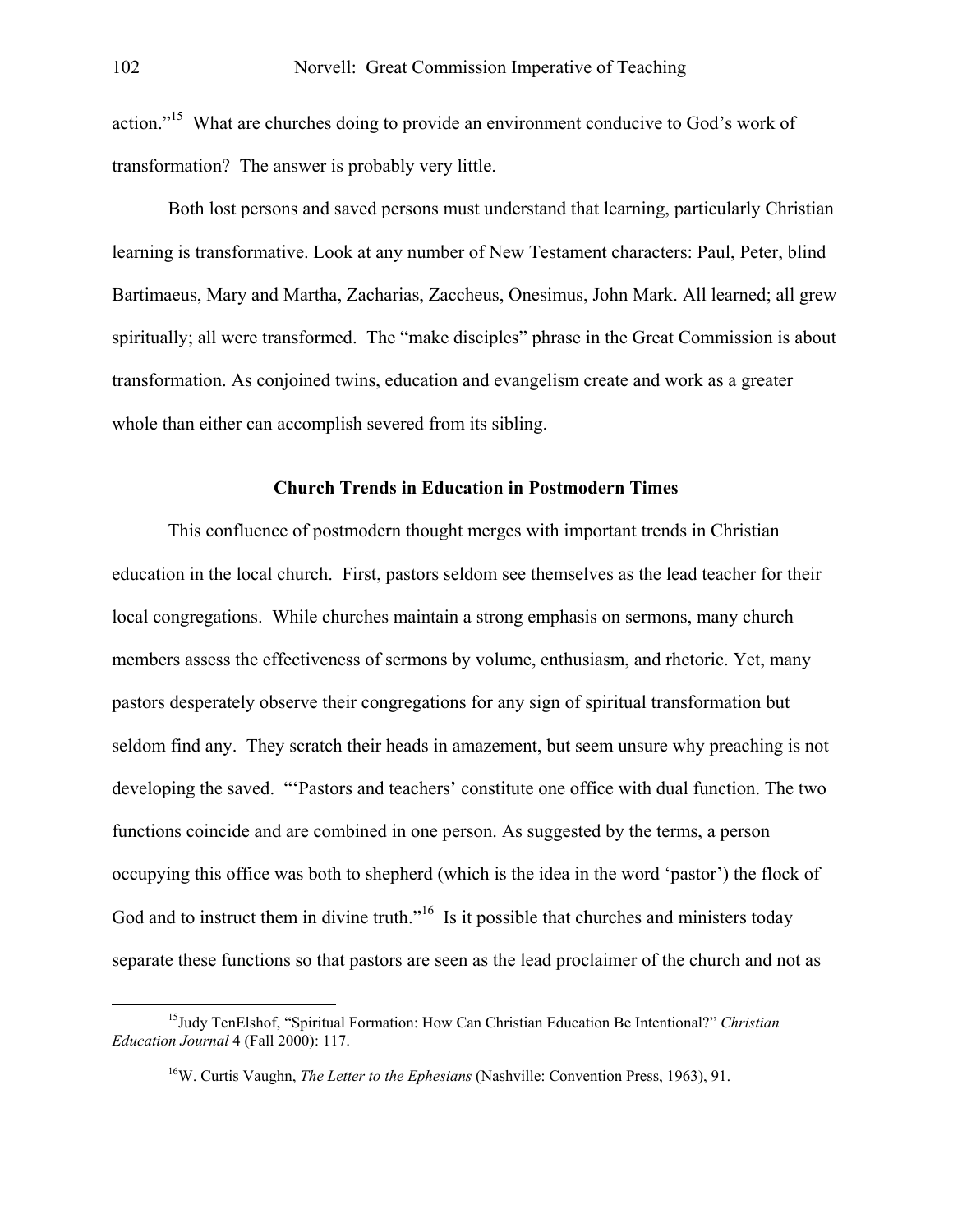action."[15] What are churches doing to provide an environment conducive to God's work of transformation? The answer is probably very little.

Both lost persons and saved persons must understand that learning, particularly Christian learning is transformative. Look at any number of New Testament characters: Paul, Peter, blind Bartimaeus, Mary and Martha, Zacharias, Zaccheus, Onesimus, John Mark. All learned; all grew spiritually; all were transformed. The "make disciples" phrase in the Great Commission is about transformation. As conjoined twins, education and evangelism create and work as a greater whole than either can accomplish severed from its sibling.

## Church Trends in Education in Postmodern Times

This confluence of postmodern thought merges with important trends in Christian education in the local church. First, pastors seldom see themselves as the lead teacher for their local congregations. While churches maintain a strong emphasis on sermons, many church members assess the effectiveness of sermons by volume, enthusiasm, and rhetoric. Yet, many pastors desperately observe their congregations for any sign of spiritual transformation but seldom find any. They scratch their heads in amazement, but seem unsure why preaching is not developing the saved. "'Pastors and teachers' constitute one office with dual function. The two functions coincide and are combined in one person. As suggested by the terms, a person occupying this office was both to shepherd (which is the idea in the word 'pastor') the flock of God and to instruct them in divine truth."[16] Is it possible that churches and ministers today separate these functions so that pastors are seen as the lead proclaimer of the church and not as

[15] Judy TenElshof, "Spiritual Formation: How Can Christian Education Be Intentional?" *Christian Education Journal* 4 (Fall 2000): 117.

[16] W. Curtis Vaughn, *The Letter to the Ephesians* (Nashville: Convention Press, 1963), 91.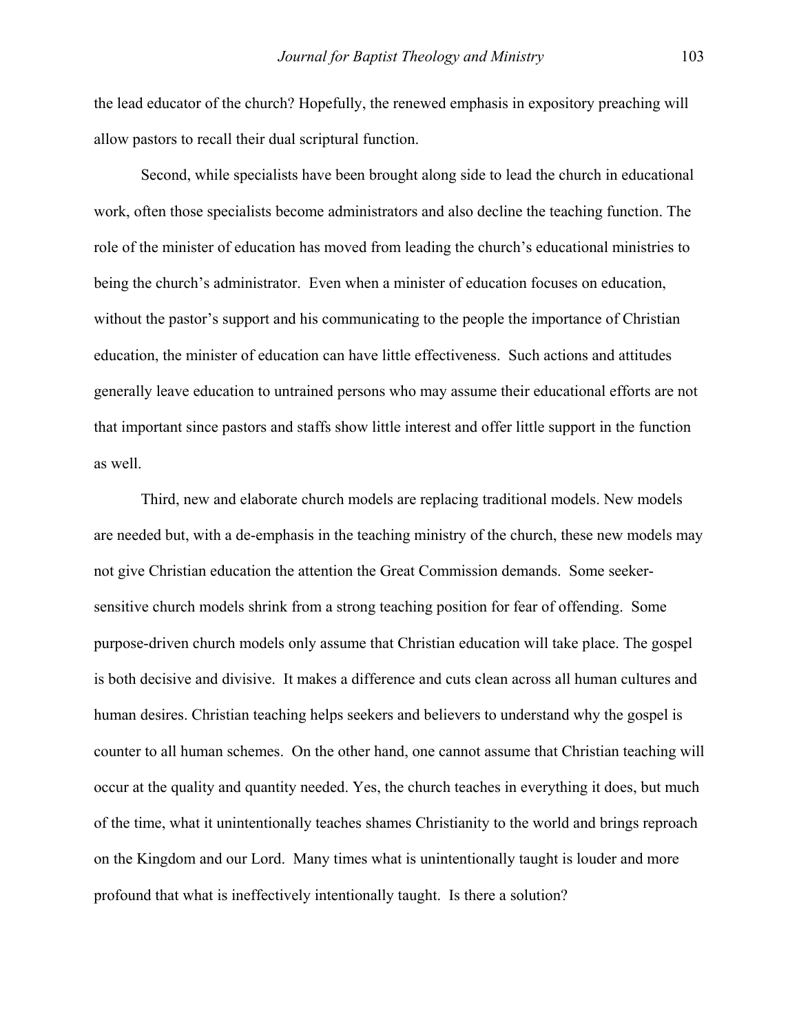the lead educator of the church? Hopefully, the renewed emphasis in expository preaching will allow pastors to recall their dual scriptural function.

Second, while specialists have been brought along side to lead the church in educational work, often those specialists become administrators and also decline the teaching function. The role of the minister of education has moved from leading the church's educational ministries to being the church's administrator. Even when a minister of education focuses on education, without the pastor's support and his communicating to the people the importance of Christian education, the minister of education can have little effectiveness. Such actions and attitudes generally leave education to untrained persons who may assume their educational efforts are not that important since pastors and staffs show little interest and offer little support in the function as well.

Third, new and elaborate church models are replacing traditional models. New models are needed but, with a de-emphasis in the teaching ministry of the church, these new models may not give Christian education the attention the Great Commission demands. Some seeker-sensitive church models shrink from a strong teaching position for fear of offending. Some purpose-driven church models only assume that Christian education will take place. The gospel is both decisive and divisive. It makes a difference and cuts clean across all human cultures and human desires. Christian teaching helps seekers and believers to understand why the gospel is counter to all human schemes. On the other hand, one cannot assume that Christian teaching will occur at the quality and quantity needed. Yes, the church teaches in everything it does, but much of the time, what it unintentionally teaches shames Christianity to the world and brings reproach on the Kingdom and our Lord. Many times what is unintentionally taught is louder and more profound that what is ineffectively intentionally taught. Is there a solution?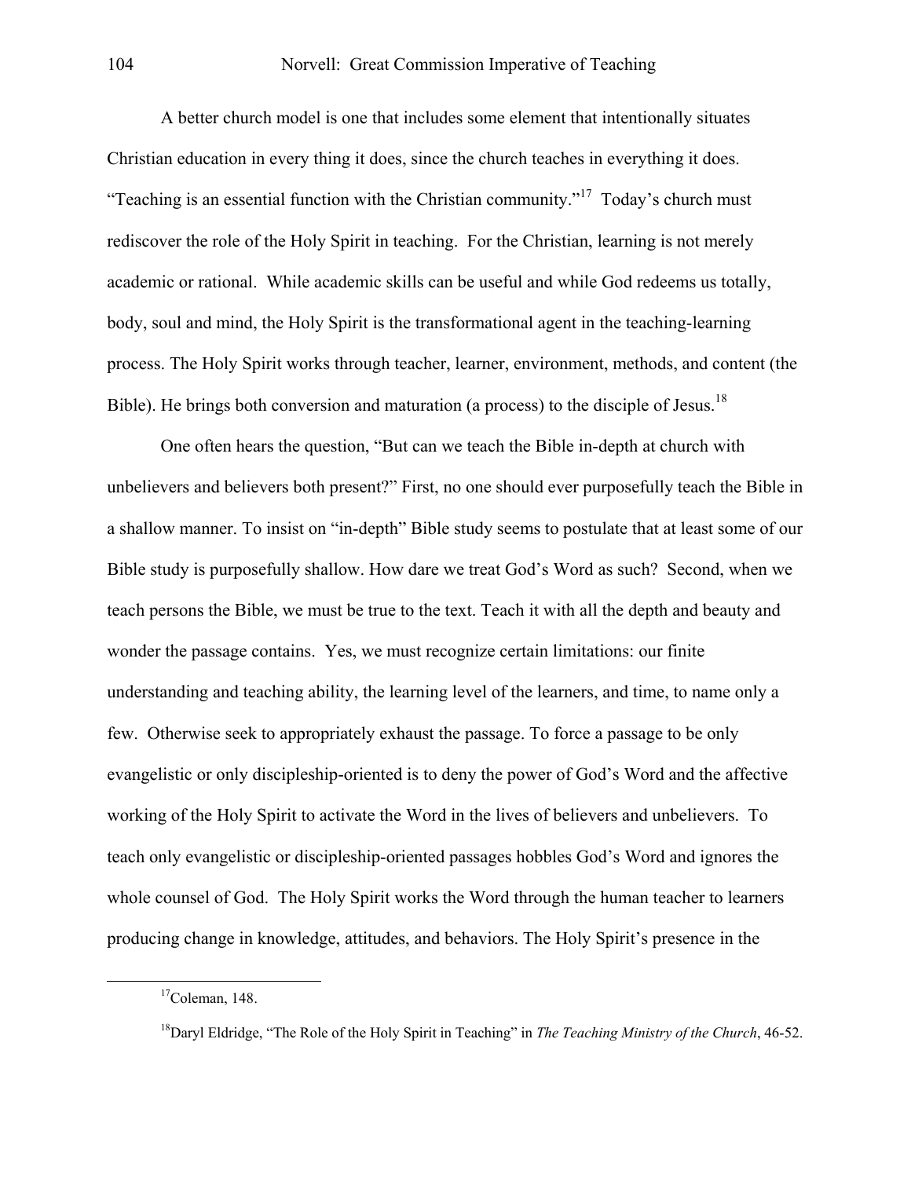A better church model is one that includes some element that intentionally situates Christian education in every thing it does, since the church teaches in everything it does. "Teaching is an essential function with the Christian community."[17] Today's church must rediscover the role of the Holy Spirit in teaching. For the Christian, learning is not merely academic or rational. While academic skills can be useful and while God redeems us totally, body, soul and mind, the Holy Spirit is the transformational agent in the teaching-learning process. The Holy Spirit works through teacher, learner, environment, methods, and content (the Bible). He brings both conversion and maturation (a process) to the disciple of Jesus.[18]

One often hears the question, "But can we teach the Bible in-depth at church with unbelievers and believers both present?" First, no one should ever purposefully teach the Bible in a shallow manner. To insist on "in-depth" Bible study seems to postulate that at least some of our Bible study is purposefully shallow. How dare we treat God's Word as such? Second, when we teach persons the Bible, we must be true to the text. Teach it with all the depth and beauty and wonder the passage contains. Yes, we must recognize certain limitations: our finite understanding and teaching ability, the learning level of the learners, and time, to name only a few. Otherwise seek to appropriately exhaust the passage. To force a passage to be only evangelistic or only discipleship-oriented is to deny the power of God's Word and the affective working of the Holy Spirit to activate the Word in the lives of believers and unbelievers. To teach only evangelistic or discipleship-oriented passages hobbles God's Word and ignores the whole counsel of God. The Holy Spirit works the Word through the human teacher to learners producing change in knowledge, attitudes, and behaviors. The Holy Spirit's presence in the

---

[17] Coleman, 148.

[18] Daryl Eldridge, "The Role of the Holy Spirit in Teaching" in *The Teaching Ministry of the Church*, 46-52.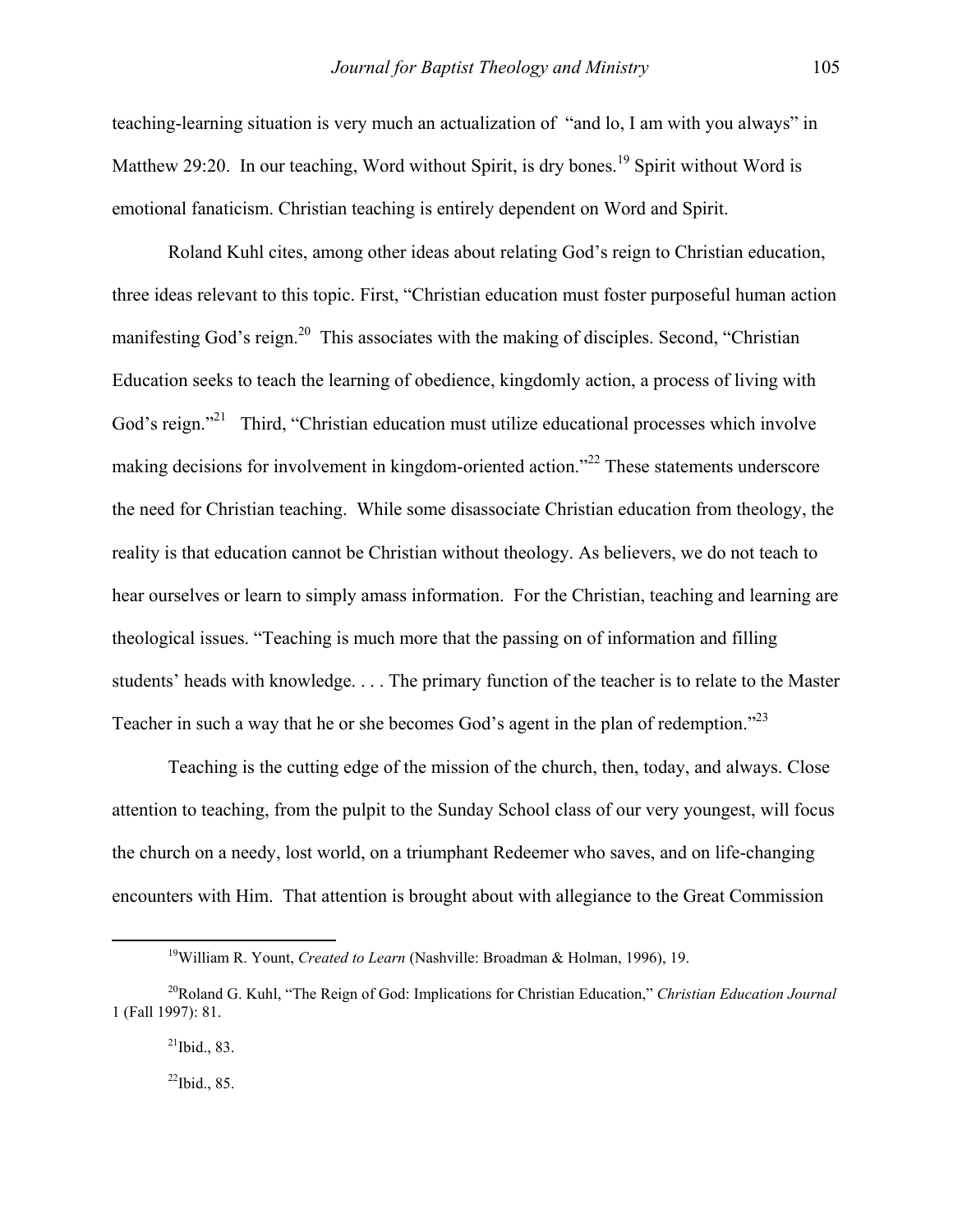teaching-learning situation is very much an actualization of "and lo, I am with you always" in Matthew 29:20. In our teaching, Word without Spirit, is dry bones.[19] Spirit without Word is emotional fanaticism. Christian teaching is entirely dependent on Word and Spirit.

Roland Kuhl cites, among other ideas about relating God's reign to Christian education, three ideas relevant to this topic. First, "Christian education must foster purposeful human action manifesting God's reign.[20] This associates with the making of disciples. Second, "Christian Education seeks to teach the learning of obedience, kingdomly action, a process of living with God's reign."[21] Third, "Christian education must utilize educational processes which involve making decisions for involvement in kingdom-oriented action."[22] These statements underscore the need for Christian teaching. While some disassociate Christian education from theology, the reality is that education cannot be Christian without theology. As believers, we do not teach to hear ourselves or learn to simply amass information. For the Christian, teaching and learning are theological issues. "Teaching is much more that the passing on of information and filling students' heads with knowledge. . . . The primary function of the teacher is to relate to the Master Teacher in such a way that he or she becomes God's agent in the plan of redemption."[23]

Teaching is the cutting edge of the mission of the church, then, today, and always. Close attention to teaching, from the pulpit to the Sunday School class of our very youngest, will focus the church on a needy, lost world, on a triumphant Redeemer who saves, and on life-changing encounters with Him. That attention is brought about with allegiance to the Great Commission

---

[19]William R. Yount, *Created to Learn* (Nashville: Broadman & Holman, 1996), 19.

[20]Roland G. Kuhl, "The Reign of God: Implications for Christian Education," *Christian Education Journal* 1 (Fall 1997): 81.

[21]Ibid., 83.

[22]Ibid., 85.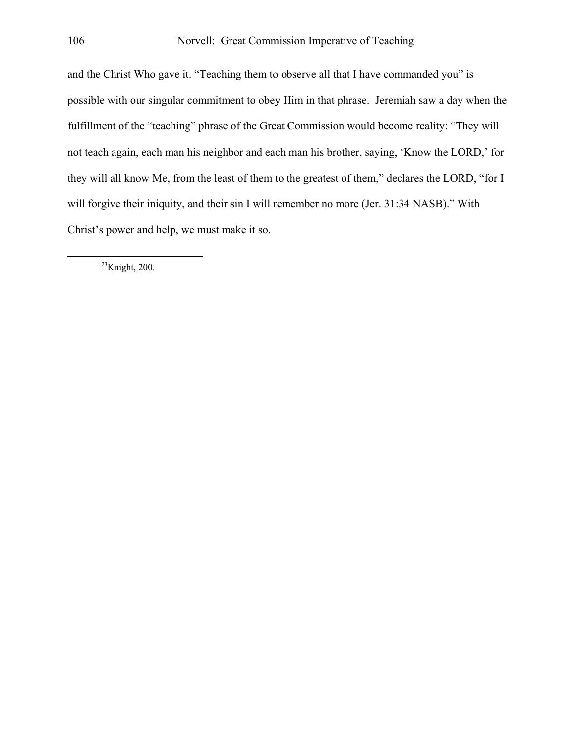and the Christ Who gave it. "Teaching them to observe all that I have commanded you" is possible with our singular commitment to obey Him in that phrase. Jeremiah saw a day when the fulfillment of the "teaching" phrase of the Great Commission would become reality: "They will not teach again, each man his neighbor and each man his brother, saying, 'Know the LORD,' for they will all know Me, from the least of them to the greatest of them," declares the LORD, "for I will forgive their iniquity, and their sin I will remember no more (Jer. 31:34 NASB)." With Christ's power and help, we must make it so.

---

[23]Knight, 200.